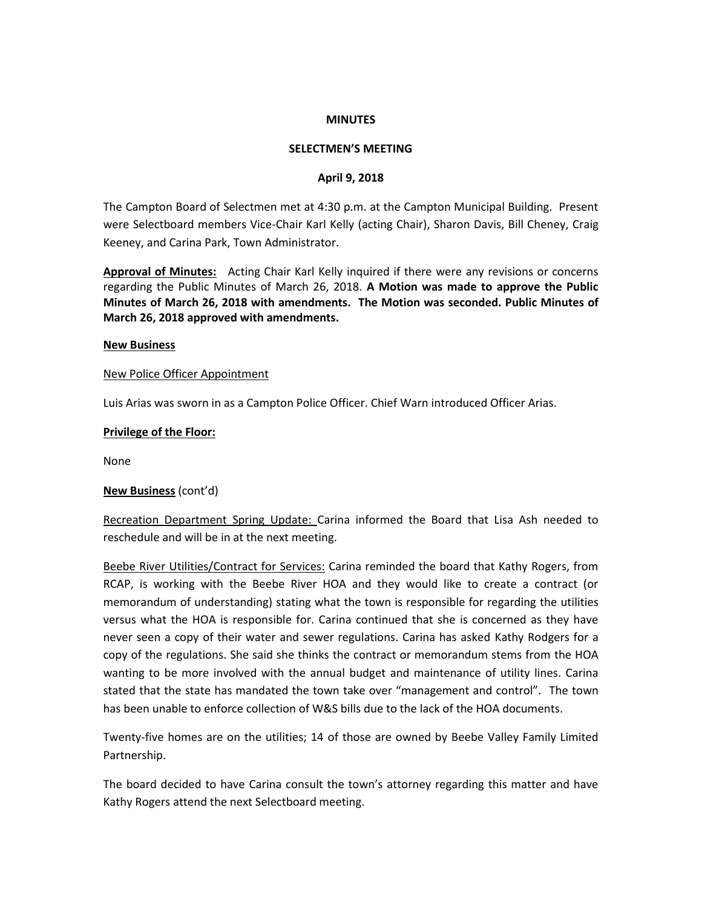**MINUTES**

**SELECTMEN'S MEETING**

**April 9, 2018**

The Campton Board of Selectmen met at 4:30 p.m. at the Campton Municipal Building. Present were Selectboard members Vice-Chair Karl Kelly (acting Chair), Sharon Davis, Bill Cheney, Craig Keeney, and Carina Park, Town Administrator.

**<u>Approval of Minutes:</u>** Acting Chair Karl Kelly inquired if there were any revisions or concerns regarding the Public Minutes of March 26, 2018. **A Motion was made to approve the Public Minutes of March 26, 2018 with amendments. The Motion was seconded. Public Minutes of March 26, 2018 approved with amendments.**

**<u>New Business</u>**

<u>New Police Officer Appointment</u>

Luis Arias was sworn in as a Campton Police Officer. Chief Warn introduced Officer Arias.

**<u>Privilege of the Floor:</u>**

None

**<u>New Business</u>** (cont'd)

<u>Recreation Department Spring Update:</u> Carina informed the Board that Lisa Ash needed to reschedule and will be in at the next meeting.

<u>Beebe River Utilities/Contract for Services:</u> Carina reminded the board that Kathy Rogers, from RCAP, is working with the Beebe River HOA and they would like to create a contract (or memorandum of understanding) stating what the town is responsible for regarding the utilities versus what the HOA is responsible for. Carina continued that she is concerned as they have never seen a copy of their water and sewer regulations. Carina has asked Kathy Rodgers for a copy of the regulations. She said she thinks the contract or memorandum stems from the HOA wanting to be more involved with the annual budget and maintenance of utility lines. Carina stated that the state has mandated the town take over "management and control". The town has been unable to enforce collection of W&S bills due to the lack of the HOA documents.

Twenty-five homes are on the utilities; 14 of those are owned by Beebe Valley Family Limited Partnership.

The board decided to have Carina consult the town's attorney regarding this matter and have Kathy Rogers attend the next Selectboard meeting.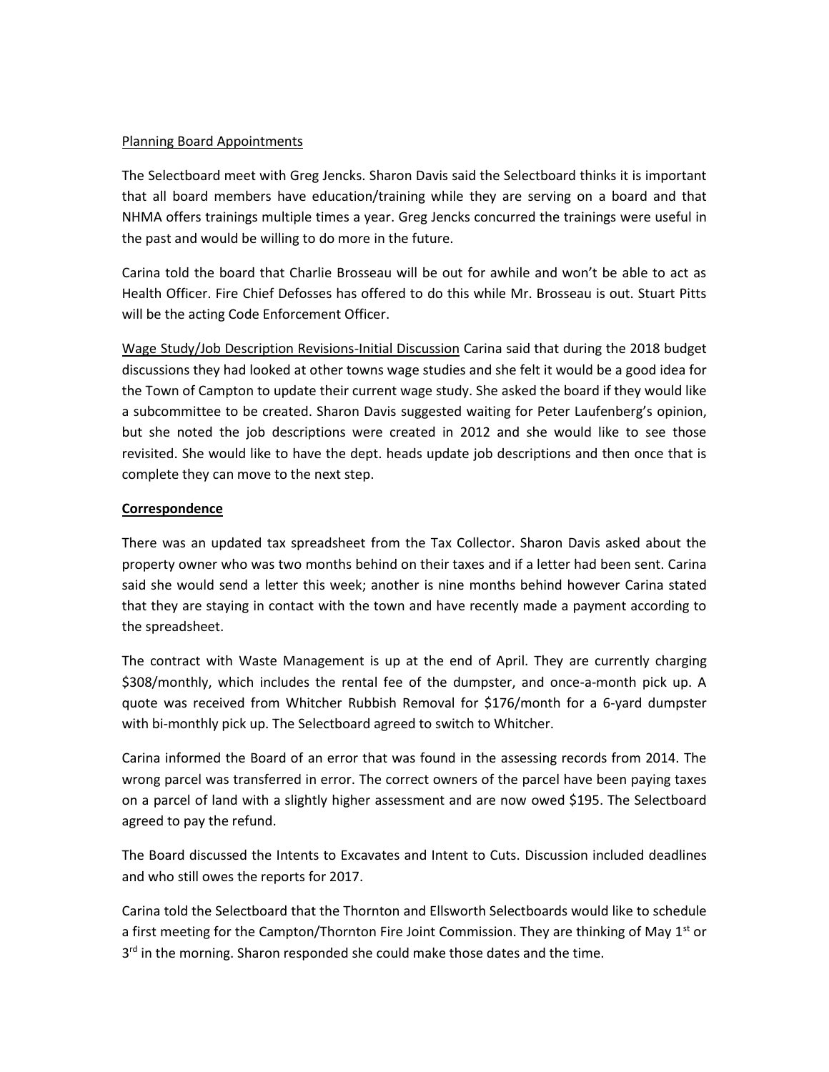Planning Board Appointments

The Selectboard meet with Greg Jencks. Sharon Davis said the Selectboard thinks it is important that all board members have education/training while they are serving on a board and that NHMA offers trainings multiple times a year. Greg Jencks concurred the trainings were useful in the past and would be willing to do more in the future.

Carina told the board that Charlie Brosseau will be out for awhile and won't be able to act as Health Officer. Fire Chief Defosses has offered to do this while Mr. Brosseau is out. Stuart Pitts will be the acting Code Enforcement Officer.

Wage Study/Job Description Revisions-Initial Discussion Carina said that during the 2018 budget discussions they had looked at other towns wage studies and she felt it would be a good idea for the Town of Campton to update their current wage study. She asked the board if they would like a subcommittee to be created. Sharon Davis suggested waiting for Peter Laufenberg's opinion, but she noted the job descriptions were created in 2012 and she would like to see those revisited. She would like to have the dept. heads update job descriptions and then once that is complete they can move to the next step.

**Correspondence**

There was an updated tax spreadsheet from the Tax Collector. Sharon Davis asked about the property owner who was two months behind on their taxes and if a letter had been sent. Carina said she would send a letter this week; another is nine months behind however Carina stated that they are staying in contact with the town and have recently made a payment according to the spreadsheet.

The contract with Waste Management is up at the end of April. They are currently charging $308/monthly, which includes the rental fee of the dumpster, and once-a-month pick up. A quote was received from Whitcher Rubbish Removal for $176/month for a 6-yard dumpster with bi-monthly pick up. The Selectboard agreed to switch to Whitcher.

Carina informed the Board of an error that was found in the assessing records from 2014. The wrong parcel was transferred in error. The correct owners of the parcel have been paying taxes on a parcel of land with a slightly higher assessment and are now owed $195. The Selectboard agreed to pay the refund.

The Board discussed the Intents to Excavates and Intent to Cuts. Discussion included deadlines and who still owes the reports for 2017.

Carina told the Selectboard that the Thornton and Ellsworth Selectboards would like to schedule a first meeting for the Campton/Thornton Fire Joint Commission. They are thinking of May 1st or 3rd in the morning. Sharon responded she could make those dates and the time.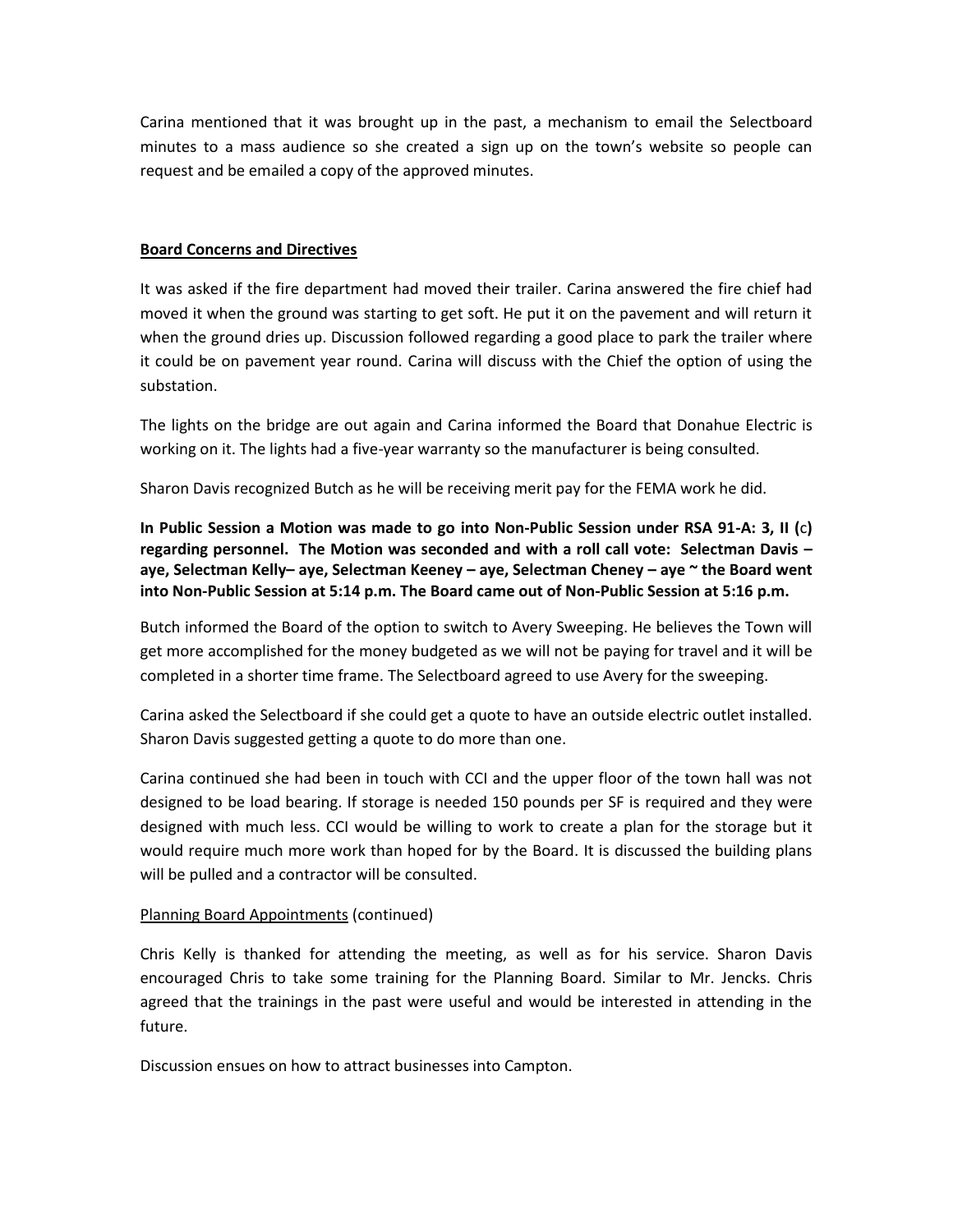Carina mentioned that it was brought up in the past, a mechanism to email the Selectboard minutes to a mass audience so she created a sign up on the town's website so people can request and be emailed a copy of the approved minutes.

**Board Concerns and Directives**

It was asked if the fire department had moved their trailer. Carina answered the fire chief had moved it when the ground was starting to get soft. He put it on the pavement and will return it when the ground dries up. Discussion followed regarding a good place to park the trailer where it could be on pavement year round. Carina will discuss with the Chief the option of using the substation.

The lights on the bridge are out again and Carina informed the Board that Donahue Electric is working on it. The lights had a five-year warranty so the manufacturer is being consulted.

Sharon Davis recognized Butch as he will be receiving merit pay for the FEMA work he did.

**In Public Session a Motion was made to go into Non-Public Session under RSA 91-A: 3, II (c) regarding personnel. The Motion was seconded and with a roll call vote: Selectman Davis – aye, Selectman Kelly– aye, Selectman Keeney – aye, Selectman Cheney – aye ~ the Board went into Non-Public Session at 5:14 p.m. The Board came out of Non-Public Session at 5:16 p.m.**

Butch informed the Board of the option to switch to Avery Sweeping. He believes the Town will get more accomplished for the money budgeted as we will not be paying for travel and it will be completed in a shorter time frame. The Selectboard agreed to use Avery for the sweeping.

Carina asked the Selectboard if she could get a quote to have an outside electric outlet installed. Sharon Davis suggested getting a quote to do more than one.

Carina continued she had been in touch with CCI and the upper floor of the town hall was not designed to be load bearing. If storage is needed 150 pounds per SF is required and they were designed with much less. CCI would be willing to work to create a plan for the storage but it would require much more work than hoped for by the Board. It is discussed the building plans will be pulled and a contractor will be consulted.

Planning Board Appointments (continued)

Chris Kelly is thanked for attending the meeting, as well as for his service. Sharon Davis encouraged Chris to take some training for the Planning Board. Similar to Mr. Jencks. Chris agreed that the trainings in the past were useful and would be interested in attending in the future.

Discussion ensues on how to attract businesses into Campton.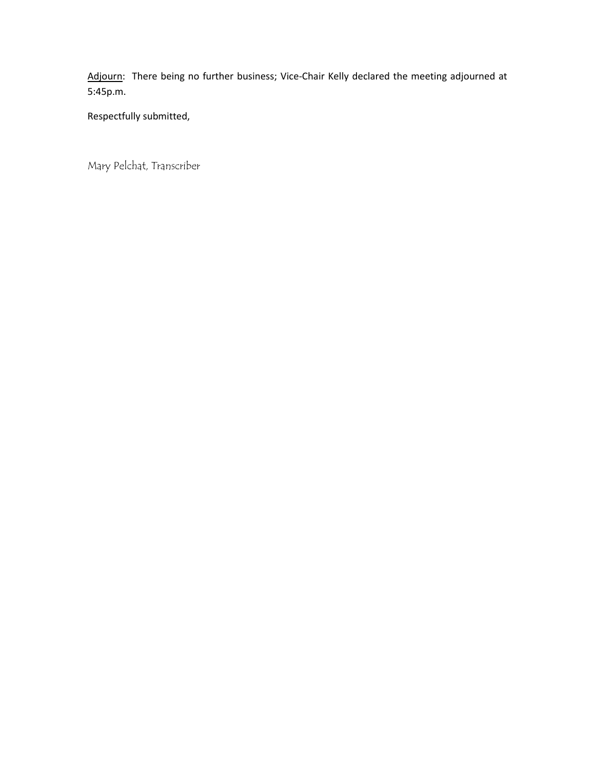<u>Adjourn</u>: There being no further business; Vice-Chair Kelly declared the meeting adjourned at 5:45p.m.

Respectfully submitted,

Mary Pelchat, Transcriber